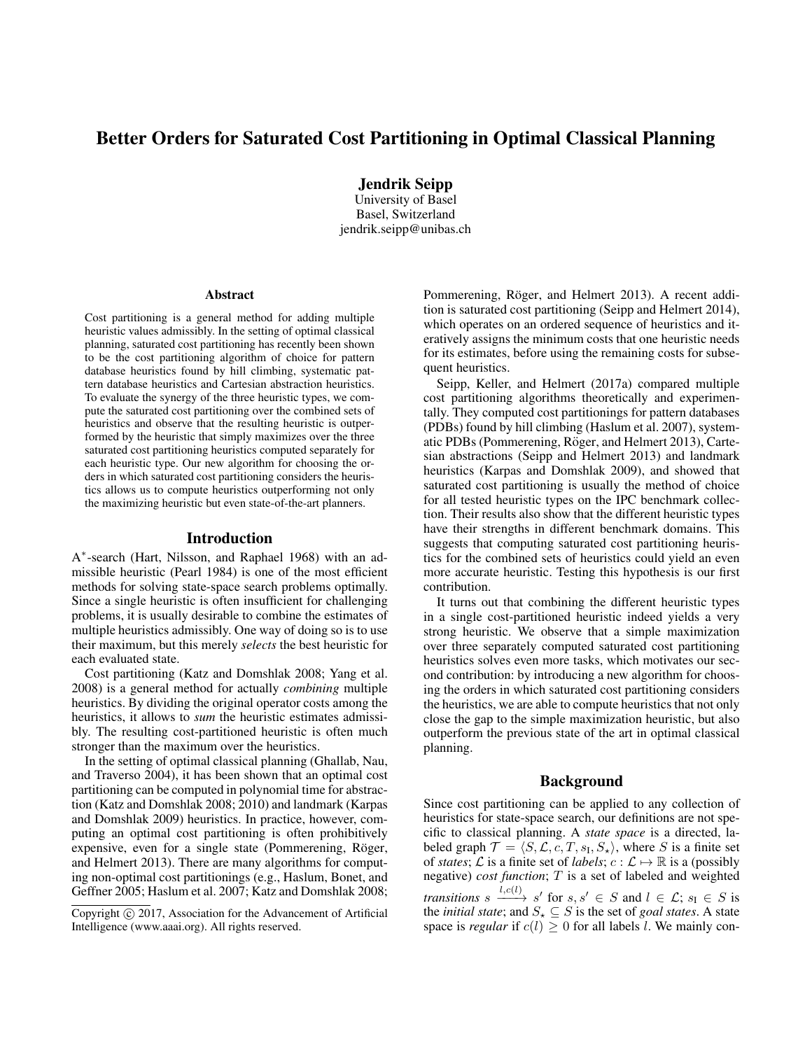# Better Orders for Saturated Cost Partitioning in Optimal Classical Planning

**Jendrik Seipp**
University of Basel
Basel, Switzerland
jendrik.seipp@unibas.ch

## Abstract

Cost partitioning is a general method for adding multiple heuristic values admissibly. In the setting of optimal classical planning, saturated cost partitioning has recently been shown to be the cost partitioning algorithm of choice for pattern database heuristics found by hill climbing, systematic pattern database heuristics and Cartesian abstraction heuristics. To evaluate the synergy of the three heuristic types, we compute the saturated cost partitioning over the combined sets of heuristics and observe that the resulting heuristic is outperformed by the heuristic that simply maximizes over the three saturated cost partitioning heuristics computed separately for each heuristic type. Our new algorithm for choosing the orders in which saturated cost partitioning considers the heuristics allows us to compute heuristics outperforming not only the maximizing heuristic but even state-of-the-art planners.

## Introduction

$A^*$-search (Hart, Nilsson, and Raphael 1968) with an admissible heuristic (Pearl 1984) is one of the most efficient methods for solving state-space search problems optimally. Since a single heuristic is often insufficient for challenging problems, it is usually desirable to combine the estimates of multiple heuristics admissibly. One way of doing so is to use their maximum, but this merely *selects* the best heuristic for each evaluated state.

Cost partitioning (Katz and Domshlak 2008; Yang et al. 2008) is a general method for actually *combining* multiple heuristics. By dividing the original operator costs among the heuristics, it allows to *sum* the heuristic estimates admissibly. The resulting cost-partitioned heuristic is often much stronger than the maximum over the heuristics.

In the setting of optimal classical planning (Ghallab, Nau, and Traverso 2004), it has been shown that an optimal cost partitioning can be computed in polynomial time for abstraction (Katz and Domshlak 2008; 2010) and landmark (Karpas and Domshlak 2009) heuristics. In practice, however, computing an optimal cost partitioning is often prohibitively expensive, even for a single state (Pommerening, Röger, and Helmert 2013). There are many algorithms for computing non-optimal cost partitionings (e.g., Haslum, Bonet, and Geffner 2005; Haslum et al. 2007; Katz and Domshlak 2008; Pommerening, Röger, and Helmert 2013). A recent addition is saturated cost partitioning (Seipp and Helmert 2014), which operates on an ordered sequence of heuristics and iteratively assigns the minimum costs that one heuristic needs for its estimates, before using the remaining costs for subsequent heuristics.

Seipp, Keller, and Helmert (2017a) compared multiple cost partitioning algorithms theoretically and experimentally. They computed cost partitionings for pattern databases (PDBs) found by hill climbing (Haslum et al. 2007), systematic PDBs (Pommerening, Röger, and Helmert 2013), Cartesian abstractions (Seipp and Helmert 2013) and landmark heuristics (Karpas and Domshlak 2009), and showed that saturated cost partitioning is usually the method of choice for all tested heuristic types on the IPC benchmark collection. Their results also show that the different heuristic types have their strengths in different benchmark domains. This suggests that computing saturated cost partitioning heuristics for the combined sets of heuristics could yield an even more accurate heuristic. Testing this hypothesis is our first contribution.

It turns out that combining the different heuristic types in a single cost-partitioned heuristic indeed yields a very strong heuristic. We observe that a simple maximization over three separately computed saturated cost partitioning heuristics solves even more tasks, which motivates our second contribution: by introducing a new algorithm for choosing the orders in which saturated cost partitioning considers the heuristics, we are able to compute heuristics that not only close the gap to the simple maximization heuristic, but also outperform the previous state of the art in optimal classical planning.

## Background

Since cost partitioning can be applied to any collection of heuristics for state-space search, our definitions are not specific to classical planning. A *state space* is a directed, labeled graph $\mathcal{T} = \langle S, \mathcal{L}, c, T, s_{\mathrm{I}}, S_\star \rangle$, where $S$ is a finite set of *states*; $\mathcal{L}$ is a finite set of *labels*; $c : \mathcal{L} \mapsto \mathbb{R}$ is a (possibly negative) *cost function*; $T$ is a set of labeled and weighted *transitions* $s \xrightarrow{l,c(l)} s'$ for $s, s' \in S$ and $l \in \mathcal{L}$; $s_{\mathrm{I}} \in S$ is the *initial state*; and $S_\star \subseteq S$ is the set of *goal states*. A state space is *regular* if $c(l) \geq 0$ for all labels $l$. We mainly con-

Copyright © 2017, Association for the Advancement of Artificial Intelligence (www.aaai.org). All rights reserved.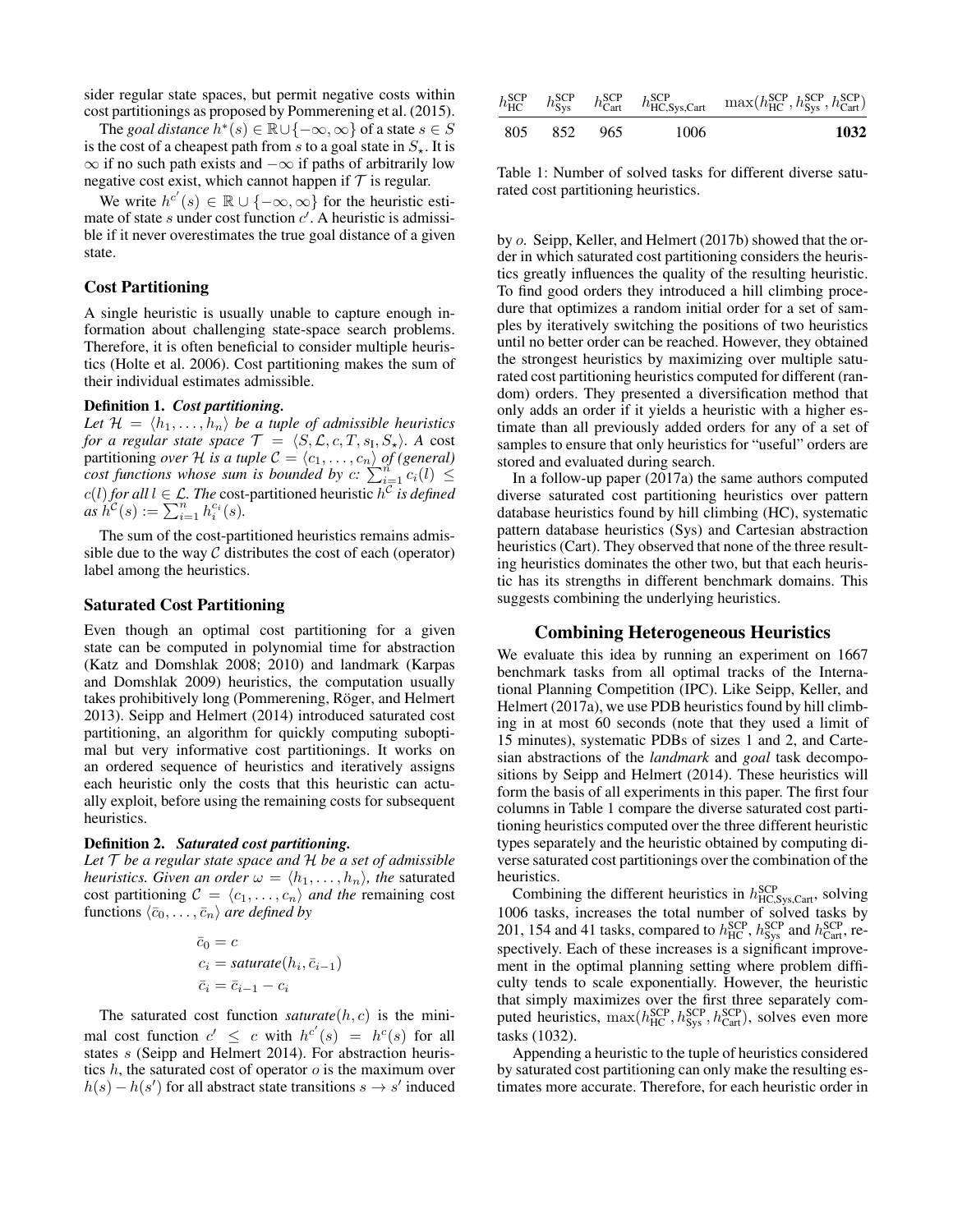sider regular state spaces, but permit negative costs within cost partitionings as proposed by Pommerening et al. (2015).

The *goal distance* $h^*(s) \in \mathbb{R} \cup \{-\infty, \infty\}$ of a state $s \in S$ is the cost of a cheapest path from $s$ to a goal state in $S_\star$. It is $\infty$ if no such path exists and $-\infty$ if paths of arbitrarily low negative cost exist, which cannot happen if $\mathcal{T}$ is regular.

We write $h^{c'}(s) \in \mathbb{R} \cup \{-\infty, \infty\}$ for the heuristic estimate of state $s$ under cost function $c'$. A heuristic is admissible if it never overestimates the true goal distance of a given state.

### Cost Partitioning

A single heuristic is usually unable to capture enough information about challenging state-space search problems. Therefore, it is often beneficial to consider multiple heuristics (Holte et al. 2006). Cost partitioning makes the sum of their individual estimates admissible.

**Definition 1.** ***Cost partitioning.***
*Let $\mathcal{H} = \langle h_1, \dots, h_n \rangle$ be a tuple of admissible heuristics for a regular state space $\mathcal{T} = \langle S, \mathcal{L}, c, T, s_\mathrm{I}, S_\star \rangle$. A* cost partitioning *over $\mathcal{H}$ is a tuple $\mathcal{C} = \langle c_1, \dots, c_n \rangle$ of (general) cost functions whose sum is bounded by $c$: $\sum_{i=1}^n c_i(l) \leq c(l)$ for all $l \in \mathcal{L}$. The* cost-partitioned heuristic *$h^\mathcal{C}$ is defined as $h^\mathcal{C}(s) := \sum_{i=1}^n h_i^{c_i}(s)$.*

The sum of the cost-partitioned heuristics remains admissible due to the way $\mathcal{C}$ distributes the cost of each (operator) label among the heuristics.

### Saturated Cost Partitioning

Even though an optimal cost partitioning for a given state can be computed in polynomial time for abstraction (Katz and Domshlak 2008; 2010) and landmark (Karpas and Domshlak 2009) heuristics, the computation usually takes prohibitively long (Pommerening, Röger, and Helmert 2013). Seipp and Helmert (2014) introduced saturated cost partitioning, an algorithm for quickly computing suboptimal but very informative cost partitionings. It works on an ordered sequence of heuristics and iteratively assigns each heuristic only the costs that this heuristic can actually exploit, before using the remaining costs for subsequent heuristics.

**Definition 2.** ***Saturated cost partitioning.***
*Let $\mathcal{T}$ be a regular state space and $\mathcal{H}$ be a set of admissible heuristics. Given an order $\omega = \langle h_1, \dots, h_n \rangle$, the* saturated cost partitioning *$\mathcal{C} = \langle c_1, \dots, c_n \rangle$ and the* remaining cost functions *$\langle \bar{c}_0, \dots, \bar{c}_n \rangle$ are defined by*

$$
\begin{aligned}
\bar{c}_0 &= c \\
c_i &= \textit{saturate}(h_i, \bar{c}_{i-1}) \\
\bar{c}_i &= \bar{c}_{i-1} - c_i
\end{aligned}
$$

The saturated cost function *saturate*$(h, c)$ is the minimal cost function $c' \leq c$ with $h^{c'}(s) = h^c(s)$ for all states $s$ (Seipp and Helmert 2014). For abstraction heuristics $h$, the saturated cost of operator $o$ is the maximum over $h(s) - h(s')$ for all abstract state transitions $s \to s'$ induced by $o$. Seipp, Keller, and Helmert (2017b) showed that the order in which saturated cost partitioning considers the heuristics greatly influences the quality of the resulting heuristic. To find good orders they introduced a hill climbing procedure that optimizes a random initial order for a set of samples by iteratively switching the positions of two heuristics until no better order can be reached. However, they obtained the strongest heuristics by maximizing over multiple saturated cost partitioning heuristics computed for different (random) orders. They presented a diversification method that only adds an order if it yields a heuristic with a higher estimate than all previously added orders for any of a set of samples to ensure that only heuristics for "useful" orders are stored and evaluated during search.

In a follow-up paper (2017a) the same authors computed diverse saturated cost partitioning heuristics over pattern database heuristics found by hill climbing (HC), systematic pattern database heuristics (Sys) and Cartesian abstraction heuristics (Cart). They observed that none of the three resulting heuristics dominates the other two, but that each heuristic has its strengths in different benchmark domains. This suggests combining the underlying heuristics.

| $h^{\text{SCP}}_{\text{HC}}$ | $h^{\text{SCP}}_{\text{Sys}}$ | $h^{\text{SCP}}_{\text{Cart}}$ | $h^{\text{SCP}}_{\text{HC,Sys,Cart}}$ | $\max(h^{\text{SCP}}_{\text{HC}}, h^{\text{SCP}}_{\text{Sys}}, h^{\text{SCP}}_{\text{Cart}})$ |
|---|---|---|---|---|
| 805 | 852 | 965 | 1006 | **1032** |

Table 1: Number of solved tasks for different diverse saturated cost partitioning heuristics.

## Combining Heterogeneous Heuristics

We evaluate this idea by running an experiment on 1667 benchmark tasks from all optimal tracks of the International Planning Competition (IPC). Like Seipp, Keller, and Helmert (2017a), we use PDB heuristics found by hill climbing in at most 60 seconds (note that they used a limit of 15 minutes), systematic PDBs of sizes 1 and 2, and Cartesian abstractions of the *landmark* and *goal* task decompositions by Seipp and Helmert (2014). These heuristics will form the basis of all experiments in this paper. The first four columns in Table 1 compare the diverse saturated cost partitioning heuristics computed over the three different heuristic types separately and the heuristic obtained by computing diverse saturated cost partitionings over the combination of the heuristics.

Combining the different heuristics in $h^{\text{SCP}}_{\text{HC,Sys,Cart}}$, solving 1006 tasks, increases the total number of solved tasks by 201, 154 and 41 tasks, compared to $h^{\text{SCP}}_{\text{HC}}$, $h^{\text{SCP}}_{\text{Sys}}$ and $h^{\text{SCP}}_{\text{Cart}}$, respectively. Each of these increases is a significant improvement in the optimal planning setting where problem difficulty tends to scale exponentially. However, the heuristic that simply maximizes over the first three separately computed heuristics, $\max(h^{\text{SCP}}_{\text{HC}}, h^{\text{SCP}}_{\text{Sys}}, h^{\text{SCP}}_{\text{Cart}})$, solves even more tasks (1032).

Appending a heuristic to the tuple of heuristics considered by saturated cost partitioning can only make the resulting estimates more accurate. Therefore, for each heuristic order in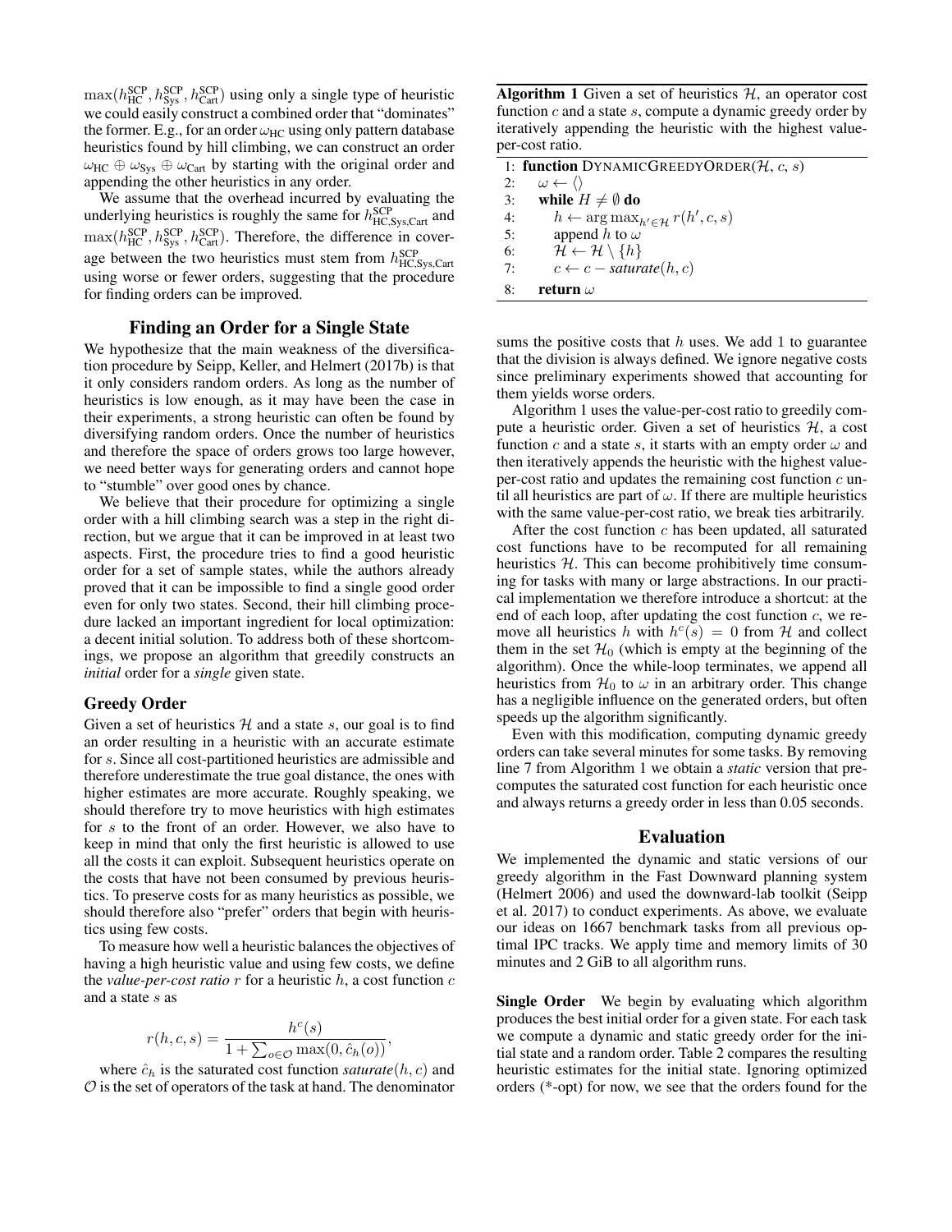$\max(h^{\text{SCP}}_{\text{HC}}, h^{\text{SCP}}_{\text{Sys}}, h^{\text{SCP}}_{\text{Cart}})$ using only a single type of heuristic we could easily construct a combined order that "dominates" the former. E.g., for an order $\omega_{\text{HC}}$ using only pattern database heuristics found by hill climbing, we can construct an order $\omega_{\text{HC}} \oplus \omega_{\text{Sys}} \oplus \omega_{\text{Cart}}$ by starting with the original order and appending the other heuristics in any order.

We assume that the overhead incurred by evaluating the underlying heuristics is roughly the same for $h^{\text{SCP}}_{\text{HC,Sys,Cart}}$ and $\max(h^{\text{SCP}}_{\text{HC}}, h^{\text{SCP}}_{\text{Sys}}, h^{\text{SCP}}_{\text{Cart}})$. Therefore, the difference in coverage between the two heuristics must stem from $h^{\text{SCP}}_{\text{HC,Sys,Cart}}$ using worse or fewer orders, suggesting that the procedure for finding orders can be improved.

## Finding an Order for a Single State

We hypothesize that the main weakness of the diversification procedure by Seipp, Keller, and Helmert (2017b) is that it only considers random orders. As long as the number of heuristics is low enough, as it may have been the case in their experiments, a strong heuristic can often be found by diversifying random orders. Once the number of heuristics and therefore the space of orders grows too large however, we need better ways for generating orders and cannot hope to "stumble" over good ones by chance.

We believe that their procedure for optimizing a single order with a hill climbing search was a step in the right direction, but we argue that it can be improved in at least two aspects. First, the procedure tries to find a good heuristic order for a set of sample states, while the authors already proved that it can be impossible to find a single good order even for only two states. Second, their hill climbing procedure lacked an important ingredient for local optimization: a decent initial solution. To address both of these shortcomings, we propose an algorithm that greedily constructs an *initial* order for a *single* given state.

### Greedy Order

Given a set of heuristics $\mathcal{H}$ and a state $s$, our goal is to find an order resulting in a heuristic with an accurate estimate for $s$. Since all cost-partitioned heuristics are admissible and therefore underestimate the true goal distance, the ones with higher estimates are more accurate. Roughly speaking, we should therefore try to move heuristics with high estimates for $s$ to the front of an order. However, we also have to keep in mind that only the first heuristic is allowed to use all the costs it can exploit. Subsequent heuristics operate on the costs that have not been consumed by previous heuristics. To preserve costs for as many heuristics as possible, we should therefore also "prefer" orders that begin with heuristics using few costs.

To measure how well a heuristic balances the objectives of having a high heuristic value and using few costs, we define the *value-per-cost ratio* $r$ for a heuristic $h$, a cost function $c$ and a state $s$ as

$$r(h, c, s) = \frac{h^c(s)}{1 + \sum_{o \in \mathcal{O}} \max(0, \hat{c}_h(o))},$$

where $\hat{c}_h$ is the saturated cost function *saturate*$(h, c)$ and $\mathcal{O}$ is the set of operators of the task at hand. The denominator sums the positive costs that $h$ uses. We add 1 to guarantee that the division is always defined. We ignore negative costs since preliminary experiments showed that accounting for them yields worse orders.

**Algorithm 1** Given a set of heuristics $\mathcal{H}$, an operator cost function $c$ and a state $s$, compute a dynamic greedy order by iteratively appending the heuristic with the highest value-per-cost ratio.

```
1: function DynamicGreedyOrder(H, c, s)
2:     ω ← ⟨⟩
3:     while H ≠ ∅ do
4:         h ← argmax_{h'∈H} r(h', c, s)
5:         append h to ω
6:         H ← H \ {h}
7:         c ← c − saturate(h, c)
8:     return ω
```

Algorithm 1 uses the value-per-cost ratio to greedily compute a heuristic order. Given a set of heuristics $\mathcal{H}$, a cost function $c$ and a state $s$, it starts with an empty order $\omega$ and then iteratively appends the heuristic with the highest value-per-cost ratio and updates the remaining cost function $c$ until all heuristics are part of $\omega$. If there are multiple heuristics with the same value-per-cost ratio, we break ties arbitrarily.

After the cost function $c$ has been updated, all saturated cost functions have to be recomputed for all remaining heuristics $\mathcal{H}$. This can become prohibitively time consuming for tasks with many or large abstractions. In our practical implementation we therefore introduce a shortcut: at the end of each loop, after updating the cost function $c$, we remove all heuristics $h$ with $h^c(s) = 0$ from $\mathcal{H}$ and collect them in the set $\mathcal{H}_0$ (which is empty at the beginning of the algorithm). Once the while-loop terminates, we append all heuristics from $\mathcal{H}_0$ to $\omega$ in an arbitrary order. This change has a negligible influence on the generated orders, but often speeds up the algorithm significantly.

Even with this modification, computing dynamic greedy orders can take several minutes for some tasks. By removing line 7 from Algorithm 1 we obtain a *static* version that precomputes the saturated cost function for each heuristic once and always returns a greedy order in less than 0.05 seconds.

## Evaluation

We implemented the dynamic and static versions of our greedy algorithm in the Fast Downward planning system (Helmert 2006) and used the downward-lab toolkit (Seipp et al. 2017) to conduct experiments. As above, we evaluate our ideas on 1667 benchmark tasks from all previous optimal IPC tracks. We apply time and memory limits of 30 minutes and 2 GiB to all algorithm runs.

**Single Order** We begin by evaluating which algorithm produces the best initial order for a given state. For each task we compute a dynamic and static greedy order for the initial state and a random order. Table 2 compares the resulting heuristic estimates for the initial state. Ignoring optimized orders (*-opt) for now, we see that the orders found for the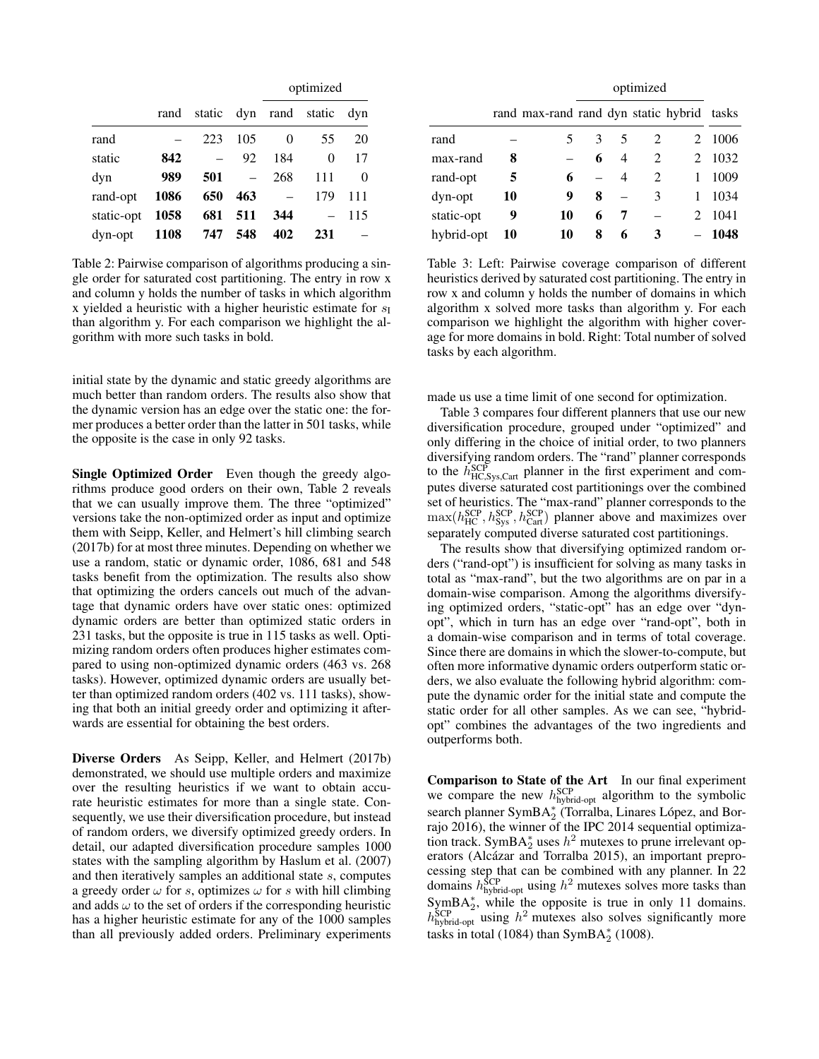| | | | | optimized | | |
|---|---|---|---|---|---|---|
| | rand | static | dyn | rand | static | dyn |
| rand | – | 223 | 105 | 0 | 55 | 20 |
| static | **842** | – | 92 | 184 | 0 | 17 |
| dyn | **989** | **501** | – | 268 | 111 | 0 |
| rand-opt | **1086** | **650** | **463** | – | 179 | 111 |
| static-opt | **1058** | **681** | **511** | **344** | – | 115 |
| dyn-opt | **1108** | **747** | **548** | **402** | **231** | – |

Table 2: Pairwise comparison of algorithms producing a single order for saturated cost partitioning. The entry in row x and column y holds the number of tasks in which algorithm x yielded a heuristic with a higher heuristic estimate for $s_I$ than algorithm y. For each comparison we highlight the algorithm with more such tasks in bold.

initial state by the dynamic and static greedy algorithms are much better than random orders. The results also show that the dynamic version has an edge over the static one: the former produces a better order than the latter in 501 tasks, while the opposite is the case in only 92 tasks.

**Single Optimized Order** Even though the greedy algorithms produce good orders on their own, Table 2 reveals that we can usually improve them. The three "optimized" versions take the non-optimized order as input and optimize them with Seipp, Keller, and Helmert's hill climbing search (2017b) for at most three minutes. Depending on whether we use a random, static or dynamic order, 1086, 681 and 548 tasks benefit from the optimization. The results also show that optimizing the orders cancels out much of the advantage that dynamic orders have over static ones: optimized dynamic orders are better than optimized static orders in 231 tasks, but the opposite is true in 115 tasks as well. Optimizing random orders often produces higher estimates compared to using non-optimized dynamic orders (463 vs. 268 tasks). However, optimized dynamic orders are usually better than optimized random orders (402 vs. 111 tasks), showing that both an initial greedy order and optimizing it afterwards are essential for obtaining the best orders.

**Diverse Orders** As Seipp, Keller, and Helmert (2017b) demonstrated, we should use multiple orders and maximize over the resulting heuristics if we want to obtain accurate heuristic estimates for more than a single state. Consequently, we use their diversification procedure, but instead of random orders, we diversify optimized greedy orders. In detail, our adapted diversification procedure samples 1000 states with the sampling algorithm by Haslum et al. (2007) and then iteratively samples an additional state $s$, computes a greedy order $\omega$ for $s$, optimizes $\omega$ for $s$ with hill climbing and adds $\omega$ to the set of orders if the corresponding heuristic has a higher heuristic estimate for any of the 1000 samples than all previously added orders. Preliminary experiments made us use a time limit of one second for optimization.

| | | | optimized | | | | |
|---|---|---|---|---|---|---|---|
| | rand | max-rand | rand | dyn | static | hybrid | tasks |
| rand | – | 5 | 3 | 5 | 2 | 2 | 1006 |
| max-rand | **8** | – | **6** | 4 | 2 | 2 | 1032 |
| rand-opt | **5** | **6** | – | 4 | 2 | 1 | 1009 |
| dyn-opt | **10** | **9** | **8** | – | 3 | 1 | 1034 |
| static-opt | **9** | **10** | **6** | **7** | – | 2 | 1041 |
| hybrid-opt | **10** | **10** | **8** | **6** | **3** | – | **1048** |

Table 3: Left: Pairwise coverage comparison of different heuristics derived by saturated cost partitioning. The entry in row x and column y holds the number of domains in which algorithm x solved more tasks than algorithm y. For each comparison we highlight the algorithm with higher coverage for more domains in bold. Right: Total number of solved tasks by each algorithm.

Table 3 compares four different planners that use our new diversification procedure, grouped under "optimized" and only differing in the choice of initial order, to two planners diversifying random orders. The "rand" planner corresponds to the $h^{\text{SCP}}_{\text{HC,Sys,Cart}}$ planner in the first experiment and computes diverse saturated cost partitionings over the combined set of heuristics. The "max-rand" planner corresponds to the $\max(h^{\text{SCP}}_{\text{HC}}, h^{\text{SCP}}_{\text{Sys}}, h^{\text{SCP}}_{\text{Cart}})$ planner above and maximizes over separately computed diverse saturated cost partitionings.

The results show that diversifying optimized random orders ("rand-opt") is insufficient for solving as many tasks in total as "max-rand", but the two algorithms are on par in a domain-wise comparison. Among the algorithms diversifying optimized orders, "static-opt" has an edge over "dyn-opt", which in turn has an edge over "rand-opt", both in a domain-wise comparison and in terms of total coverage. Since there are domains in which the slower-to-compute, but often more informative dynamic orders outperform static orders, we also evaluate the following hybrid algorithm: compute the dynamic order for the initial state and compute the static order for all other samples. As we can see, "hybrid-opt" combines the advantages of the two ingredients and outperforms both.

**Comparison to State of the Art** In our final experiment we compare the new $h^{\text{SCP}}_{\text{hybrid-opt}}$ algorithm to the symbolic search planner SymBA$^*_2$ (Torralba, Linares López, and Borrajo 2016), the winner of the IPC 2014 sequential optimization track. SymBA$^*_2$ uses $h^2$ mutexes to prune irrelevant operators (Alcázar and Torralba 2015), an important preprocessing step that can be combined with any planner. In 22 domains $h^{\text{SCP}}_{\text{hybrid-opt}}$ using $h^2$ mutexes solves more tasks than SymBA$^*_2$, while the opposite is true in only 11 domains. $h^{\text{SCP}}_{\text{hybrid-opt}}$ using $h^2$ mutexes also solves significantly more tasks in total (1084) than SymBA$^*_2$ (1008).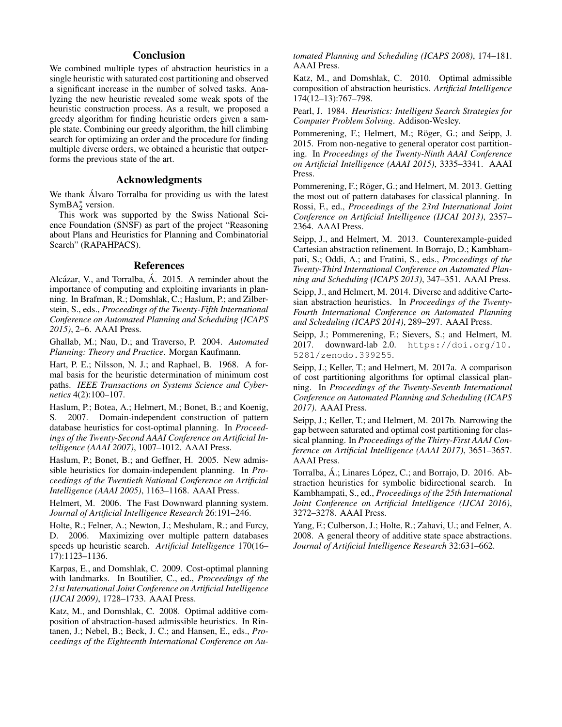## Conclusion

We combined multiple types of abstraction heuristics in a single heuristic with saturated cost partitioning and observed a significant increase in the number of solved tasks. Analyzing the new heuristic revealed some weak spots of the heuristic construction process. As a result, we proposed a greedy algorithm for finding heuristic orders given a sample state. Combining our greedy algorithm, the hill climbing search for optimizing an order and the procedure for finding multiple diverse orders, we obtained a heuristic that outperforms the previous state of the art.

## Acknowledgments

We thank Álvaro Torralba for providing us with the latest SymBA$_2^*$ version.

This work was supported by the Swiss National Science Foundation (SNSF) as part of the project "Reasoning about Plans and Heuristics for Planning and Combinatorial Search" (RAPAHPACS).

## References

Alcázar, V., and Torralba, Á. 2015. A reminder about the importance of computing and exploiting invariants in planning. In Brafman, R.; Domshlak, C.; Haslum, P.; and Zilberstein, S., eds., *Proceedings of the Twenty-Fifth International Conference on Automated Planning and Scheduling (ICAPS 2015)*, 2–6. AAAI Press.

Ghallab, M.; Nau, D.; and Traverso, P. 2004. *Automated Planning: Theory and Practice*. Morgan Kaufmann.

Hart, P. E.; Nilsson, N. J.; and Raphael, B. 1968. A formal basis for the heuristic determination of minimum cost paths. *IEEE Transactions on Systems Science and Cybernetics* 4(2):100–107.

Haslum, P.; Botea, A.; Helmert, M.; Bonet, B.; and Koenig, S. 2007. Domain-independent construction of pattern database heuristics for cost-optimal planning. In *Proceedings of the Twenty-Second AAAI Conference on Artificial Intelligence (AAAI 2007)*, 1007–1012. AAAI Press.

Haslum, P.; Bonet, B.; and Geffner, H. 2005. New admissible heuristics for domain-independent planning. In *Proceedings of the Twentieth National Conference on Artificial Intelligence (AAAI 2005)*, 1163–1168. AAAI Press.

Helmert, M. 2006. The Fast Downward planning system. *Journal of Artificial Intelligence Research* 26:191–246.

Holte, R.; Felner, A.; Newton, J.; Meshulam, R.; and Furcy, D. 2006. Maximizing over multiple pattern databases speeds up heuristic search. *Artificial Intelligence* 170(16–17):1123–1136.

Karpas, E., and Domshlak, C. 2009. Cost-optimal planning with landmarks. In Boutilier, C., ed., *Proceedings of the 21st International Joint Conference on Artificial Intelligence (IJCAI 2009)*, 1728–1733. AAAI Press.

Katz, M., and Domshlak, C. 2008. Optimal additive composition of abstraction-based admissible heuristics. In Rintanen, J.; Nebel, B.; Beck, J. C.; and Hansen, E., eds., *Proceedings of the Eighteenth International Conference on Automated Planning and Scheduling (ICAPS 2008)*, 174–181. AAAI Press.

Katz, M., and Domshlak, C. 2010. Optimal admissible composition of abstraction heuristics. *Artificial Intelligence* 174(12–13):767–798.

Pearl, J. 1984. *Heuristics: Intelligent Search Strategies for Computer Problem Solving*. Addison-Wesley.

Pommerening, F.; Helmert, M.; Röger, G.; and Seipp, J. 2015. From non-negative to general operator cost partitioning. In *Proceedings of the Twenty-Ninth AAAI Conference on Artificial Intelligence (AAAI 2015)*, 3335–3341. AAAI Press.

Pommerening, F.; Röger, G.; and Helmert, M. 2013. Getting the most out of pattern databases for classical planning. In Rossi, F., ed., *Proceedings of the 23rd International Joint Conference on Artificial Intelligence (IJCAI 2013)*, 2357–2364. AAAI Press.

Seipp, J., and Helmert, M. 2013. Counterexample-guided Cartesian abstraction refinement. In Borrajo, D.; Kambhampati, S.; Oddi, A.; and Fratini, S., eds., *Proceedings of the Twenty-Third International Conference on Automated Planning and Scheduling (ICAPS 2013)*, 347–351. AAAI Press.

Seipp, J., and Helmert, M. 2014. Diverse and additive Cartesian abstraction heuristics. In *Proceedings of the Twenty-Fourth International Conference on Automated Planning and Scheduling (ICAPS 2014)*, 289–297. AAAI Press.

Seipp, J.; Pommerening, F.; Sievers, S.; and Helmert, M. 2017. downward-lab 2.0. https://doi.org/10.5281/zenodo.399255.

Seipp, J.; Keller, T.; and Helmert, M. 2017a. A comparison of cost partitioning algorithms for optimal classical planning. In *Proceedings of the Twenty-Seventh International Conference on Automated Planning and Scheduling (ICAPS 2017)*. AAAI Press.

Seipp, J.; Keller, T.; and Helmert, M. 2017b. Narrowing the gap between saturated and optimal cost partitioning for classical planning. In *Proceedings of the Thirty-First AAAI Conference on Artificial Intelligence (AAAI 2017)*, 3651–3657. AAAI Press.

Torralba, Á.; Linares López, C.; and Borrajo, D. 2016. Abstraction heuristics for symbolic bidirectional search. In Kambhampati, S., ed., *Proceedings of the 25th International Joint Conference on Artificial Intelligence (IJCAI 2016)*, 3272–3278. AAAI Press.

Yang, F.; Culberson, J.; Holte, R.; Zahavi, U.; and Felner, A. 2008. A general theory of additive state space abstractions. *Journal of Artificial Intelligence Research* 32:631–662.